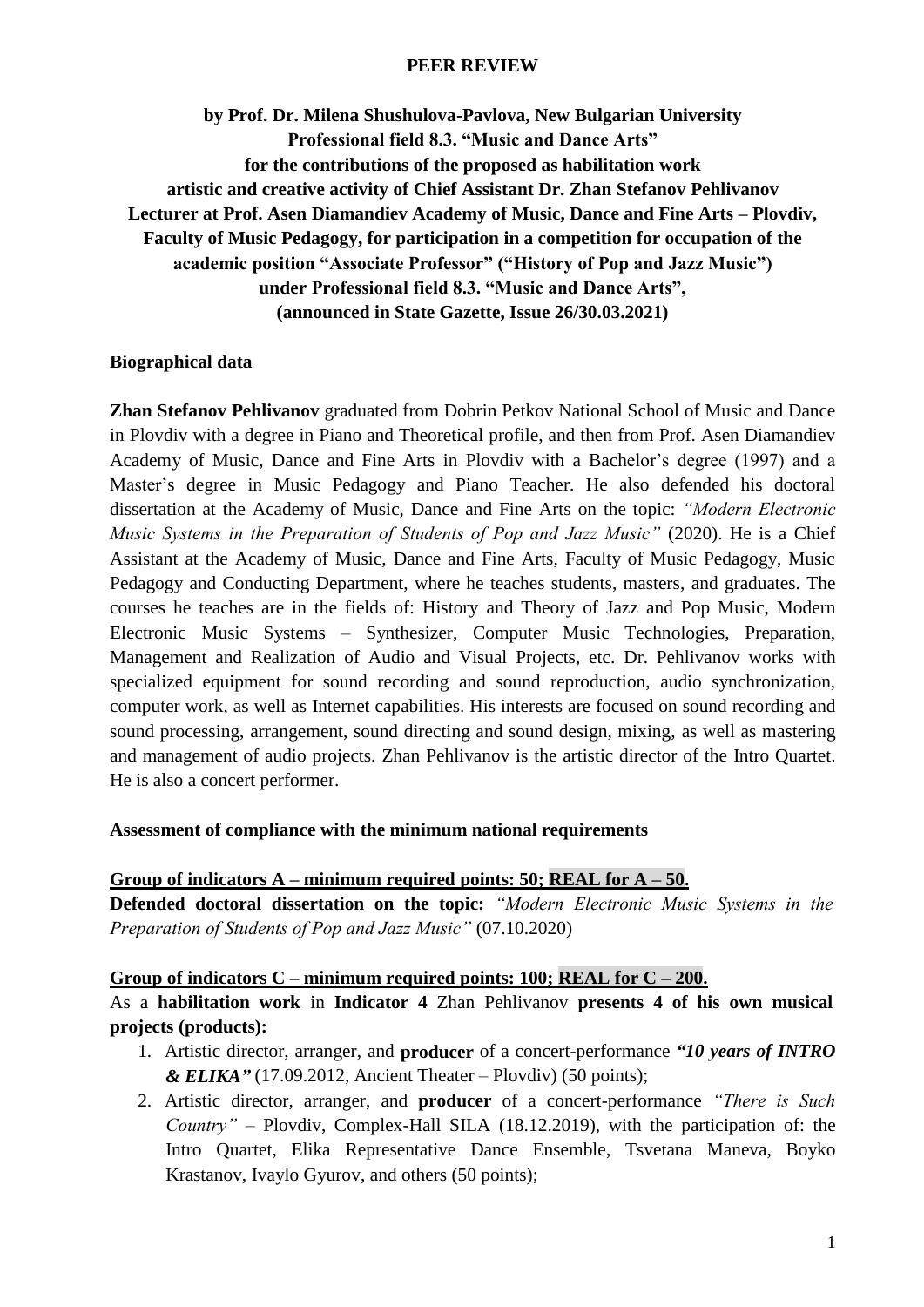# PEER REVIEW

**by Prof. Dr. Milena Shushulova-Pavlova, New Bulgarian University**
**Professional field 8.3. "Music and Dance Arts"**
**for the contributions of the proposed as habilitation work**
**artistic and creative activity of Chief Assistant Dr. Zhan Stefanov Pehlivanov**
**Lecturer at Prof. Asen Diamandiev Academy of Music, Dance and Fine Arts – Plovdiv, Faculty of Music Pedagogy, for participation in a competition for occupation of the academic position "Associate Professor" ("History of Pop and Jazz Music") under Professional field 8.3. "Music and Dance Arts", (announced in State Gazette, Issue 26/30.03.2021)**

## Biographical data

**Zhan Stefanov Pehlivanov** graduated from Dobrin Petkov National School of Music and Dance in Plovdiv with a degree in Piano and Theoretical profile, and then from Prof. Asen Diamandiev Academy of Music, Dance and Fine Arts in Plovdiv with a Bachelor's degree (1997) and a Master's degree in Music Pedagogy and Piano Teacher. He also defended his doctoral dissertation at the Academy of Music, Dance and Fine Arts on the topic: *"Modern Electronic Music Systems in the Preparation of Students of Pop and Jazz Music"* (2020). He is a Chief Assistant at the Academy of Music, Dance and Fine Arts, Faculty of Music Pedagogy, Music Pedagogy and Conducting Department, where he teaches students, masters, and graduates. The courses he teaches are in the fields of: History and Theory of Jazz and Pop Music, Modern Electronic Music Systems – Synthesizer, Computer Music Technologies, Preparation, Management and Realization of Audio and Visual Projects, etc. Dr. Pehlivanov works with specialized equipment for sound recording and sound reproduction, audio synchronization, computer work, as well as Internet capabilities. His interests are focused on sound recording and sound processing, arrangement, sound directing and sound design, mixing, as well as mastering and management of audio projects. Zhan Pehlivanov is the artistic director of the Intro Quartet. He is also a concert performer.

## Assessment of compliance with the minimum national requirements

**Group of indicators A – minimum required points: 50; REAL for A – 50.**
**Defended doctoral dissertation on the topic:** *"Modern Electronic Music Systems in the Preparation of Students of Pop and Jazz Music"* (07.10.2020)

**Group of indicators C – minimum required points: 100; REAL for C – 200.**
As a **habilitation work** in **Indicator 4** Zhan Pehlivanov **presents 4 of his own musical projects (products):**

1. Artistic director, arranger, and **producer** of a concert-performance ***"10 years of INTRO & ELIKA"*** (17.09.2012, Ancient Theater – Plovdiv) (50 points);
2. Artistic director, arranger, and **producer** of a concert-performance *"There is Such Country"* – Plovdiv, Complex-Hall SILA (18.12.2019), with the participation of: the Intro Quartet, Elika Representative Dance Ensemble, Tsvetana Maneva, Boyko Krastanov, Ivaylo Gyurov, and others (50 points);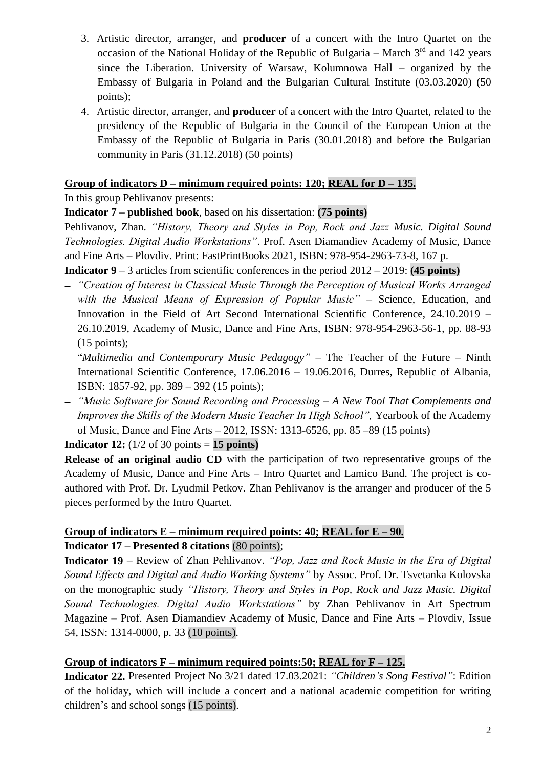3. Artistic director, arranger, and **producer** of a concert with the Intro Quartet on the occasion of the National Holiday of the Republic of Bulgaria – March 3rd and 142 years since the Liberation. University of Warsaw, Kolumnowa Hall – organized by the Embassy of Bulgaria in Poland and the Bulgarian Cultural Institute (03.03.2020) (50 points);
4. Artistic director, arranger, and **producer** of a concert with the Intro Quartet, related to the presidency of the Republic of Bulgaria in the Council of the European Union at the Embassy of the Republic of Bulgaria in Paris (30.01.2018) and before the Bulgarian community in Paris (31.12.2018) (50 points)

**Group of indicators D – minimum required points: 120; REAL for D – 135.**

In this group Pehlivanov presents:

**Indicator 7 – published book**, based on his dissertation: **(75 points)**

Pehlivanov, Zhan. *"History, Theory and Styles in Pop, Rock and Jazz Music. Digital Sound Technologies. Digital Audio Workstations"*. Prof. Asen Diamandiev Academy of Music, Dance and Fine Arts – Plovdiv. Print: FastPrintBooks 2021, ISBN: 978-954-2963-73-8, 167 p.

**Indicator 9** – 3 articles from scientific conferences in the period 2012 – 2019: **(45 points)**

- *"Creation of Interest in Classical Music Through the Perception of Musical Works Arranged with the Musical Means of Expression of Popular Music"* – Science, Education, and Innovation in the Field of Art Second International Scientific Conference, 24.10.2019 – 26.10.2019, Academy of Music, Dance and Fine Arts, ISBN: 978-954-2963-56-1, pp. 88-93 (15 points);
- "*Multimedia and Contemporary Music Pedagogy"* – The Teacher of the Future – Ninth International Scientific Conference, 17.06.2016 – 19.06.2016, Durres, Republic of Albania, ISBN: 1857-92, pp. 389 – 392 (15 points);
- *"Music Software for Sound Recording and Processing – A New Tool That Complements and Improves the Skills of the Modern Music Teacher In High School",* Yearbook of the Academy of Music, Dance and Fine Arts – 2012, ISSN: 1313-6526, pp. 85 –89 (15 points)

**Indicator 12:** (1/2 of 30 points = **15 points)**

**Release of an original audio CD** with the participation of two representative groups of the Academy of Music, Dance and Fine Arts – Intro Quartet and Lamico Band. The project is co-authored with Prof. Dr. Lyudmil Petkov. Zhan Pehlivanov is the arranger and producer of the 5 pieces performed by the Intro Quartet.

**Group of indicators E – minimum required points: 40; REAL for E – 90.**

**Indicator 17** – **Presented 8 citations** (80 points);

**Indicator 19** – Review of Zhan Pehlivanov. *"Pop, Jazz and Rock Music in the Era of Digital Sound Effects and Digital and Audio Working Systems"* by Assoc. Prof. Dr. Tsvetanka Kolovska on the monographic study *"History, Theory and Styles in Pop, Rock and Jazz Music. Digital Sound Technologies. Digital Audio Workstations"* by Zhan Pehlivanov in Art Spectrum Magazine – Prof. Asen Diamandiev Academy of Music, Dance and Fine Arts – Plovdiv, Issue 54, ISSN: 1314-0000, p. 33 (10 points).

**Group of indicators F – minimum required points:50; REAL for F – 125.**

**Indicator 22.** Presented Project No 3/21 dated 17.03.2021: *"Children's Song Festival"*: Edition of the holiday, which will include a concert and a national academic competition for writing children's and school songs (15 points).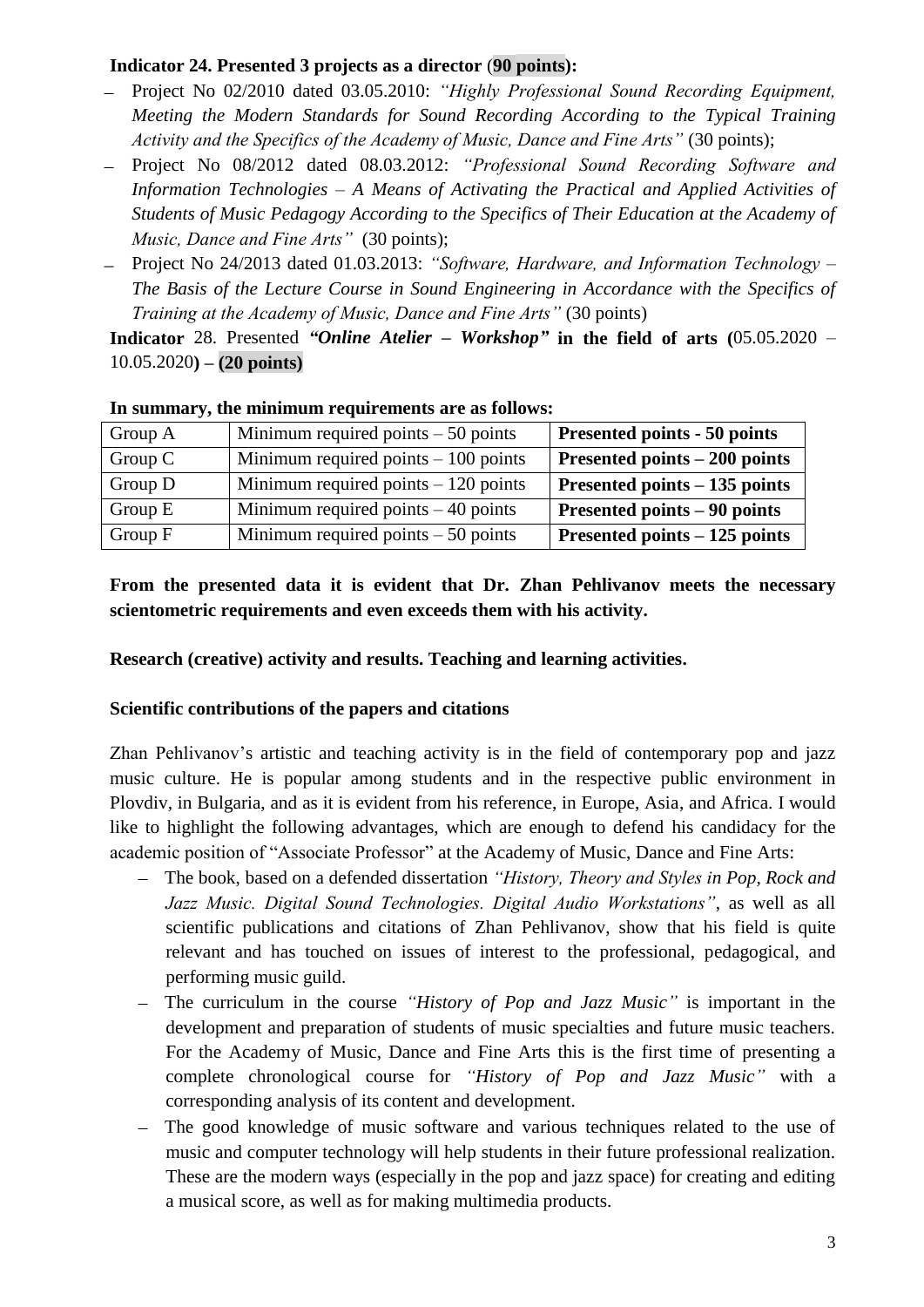**Indicator 24. Presented 3 projects as a director** (**90 points**)**:**

- Project No 02/2010 dated 03.05.2010: *"Highly Professional Sound Recording Equipment, Meeting the Modern Standards for Sound Recording According to the Typical Training Activity and the Specifics of the Academy of Music, Dance and Fine Arts"* (30 points);
- Project No 08/2012 dated 08.03.2012: *"Professional Sound Recording Software and Information Technologies – A Means of Activating the Practical and Applied Activities of Students of Music Pedagogy According to the Specifics of Their Education at the Academy of Music, Dance and Fine Arts"* (30 points);
- Project No 24/2013 dated 01.03.2013: *"Software, Hardware, and Information Technology – The Basis of the Lecture Course in Sound Engineering in Accordance with the Specifics of Training at the Academy of Music, Dance and Fine Arts"* (30 points)

**Indicator** 28. Presented ***"Online Atelier – Workshop"*** **in the field of arts (**05.05.2020 – 10.05.2020**) – (20 points)**

**In summary, the minimum requirements are as follows:**

| Group A | Minimum required points – 50 points | **Presented points - 50 points** |
|---|---|---|
| Group C | Minimum required points – 100 points | **Presented points – 200 points** |
| Group D | Minimum required points – 120 points | **Presented points – 135 points** |
| Group E | Minimum required points – 40 points | **Presented points – 90 points** |
| Group F | Minimum required points – 50 points | **Presented points – 125 points** |

**From the presented data it is evident that Dr. Zhan Pehlivanov meets the necessary scientometric requirements and even exceeds them with his activity.**

**Research (creative) activity and results. Teaching and learning activities.**

**Scientific contributions of the papers and citations**

Zhan Pehlivanov's artistic and teaching activity is in the field of contemporary pop and jazz music culture. He is popular among students and in the respective public environment in Plovdiv, in Bulgaria, and as it is evident from his reference, in Europe, Asia, and Africa. I would like to highlight the following advantages, which are enough to defend his candidacy for the academic position of "Associate Professor" at the Academy of Music, Dance and Fine Arts:

- The book, based on a defended dissertation *"History, Theory and Styles in Pop, Rock and Jazz Music. Digital Sound Technologies. Digital Audio Workstations"*, as well as all scientific publications and citations of Zhan Pehlivanov, show that his field is quite relevant and has touched on issues of interest to the professional, pedagogical, and performing music guild.
- The curriculum in the course *"History of Pop and Jazz Music"* is important in the development and preparation of students of music specialties and future music teachers. For the Academy of Music, Dance and Fine Arts this is the first time of presenting a complete chronological course for *"History of Pop and Jazz Music"* with a corresponding analysis of its content and development.
- The good knowledge of music software and various techniques related to the use of music and computer technology will help students in their future professional realization. These are the modern ways (especially in the pop and jazz space) for creating and editing a musical score, as well as for making multimedia products.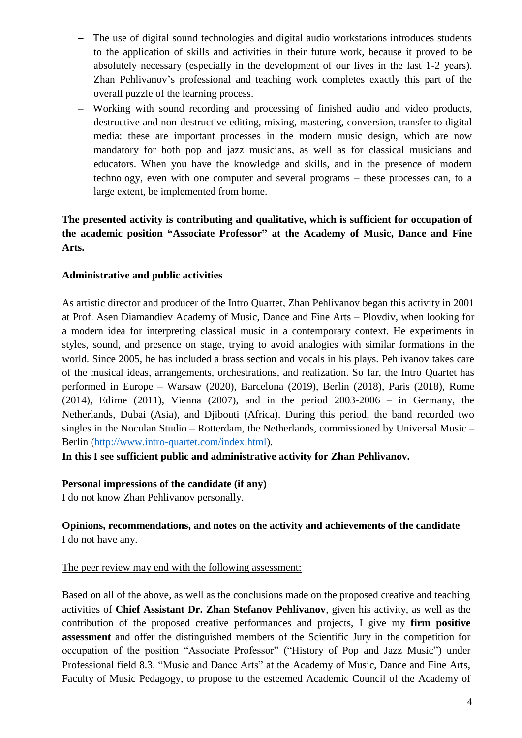- The use of digital sound technologies and digital audio workstations introduces students to the application of skills and activities in their future work, because it proved to be absolutely necessary (especially in the development of our lives in the last 1-2 years). Zhan Pehlivanov's professional and teaching work completes exactly this part of the overall puzzle of the learning process.
- Working with sound recording and processing of finished audio and video products, destructive and non-destructive editing, mixing, mastering, conversion, transfer to digital media: these are important processes in the modern music design, which are now mandatory for both pop and jazz musicians, as well as for classical musicians and educators. When you have the knowledge and skills, and in the presence of modern technology, even with one computer and several programs – these processes can, to a large extent, be implemented from home.

**The presented activity is contributing and qualitative, which is sufficient for occupation of the academic position "Associate Professor" at the Academy of Music, Dance and Fine Arts.**

**Administrative and public activities**

As artistic director and producer of the Intro Quartet, Zhan Pehlivanov began this activity in 2001 at Prof. Asen Diamandiev Academy of Music, Dance and Fine Arts – Plovdiv, when looking for a modern idea for interpreting classical music in a contemporary context. He experiments in styles, sound, and presence on stage, trying to avoid analogies with similar formations in the world. Since 2005, he has included a brass section and vocals in his plays. Pehlivanov takes care of the musical ideas, arrangements, orchestrations, and realization. So far, the Intro Quartet has performed in Europe – Warsaw (2020), Barcelona (2019), Berlin (2018), Paris (2018), Rome (2014), Edirne (2011), Vienna (2007), and in the period 2003-2006 – in Germany, the Netherlands, Dubai (Asia), and Djibouti (Africa). During this period, the band recorded two singles in the Noculan Studio – Rotterdam, the Netherlands, commissioned by Universal Music – Berlin (http://www.intro-quartet.com/index.html).

**In this I see sufficient public and administrative activity for Zhan Pehlivanov.**

**Personal impressions of the candidate (if any)**

I do not know Zhan Pehlivanov personally.

**Opinions, recommendations, and notes on the activity and achievements of the candidate**

I do not have any.

The peer review may end with the following assessment:

Based on all of the above, as well as the conclusions made on the proposed creative and teaching activities of **Chief Assistant Dr. Zhan Stefanov Pehlivanov**, given his activity, as well as the contribution of the proposed creative performances and projects, I give my **firm positive assessment** and offer the distinguished members of the Scientific Jury in the competition for occupation of the position "Associate Professor" ("History of Pop and Jazz Music") under Professional field 8.3. "Music and Dance Arts" at the Academy of Music, Dance and Fine Arts, Faculty of Music Pedagogy, to propose to the esteemed Academic Council of the Academy of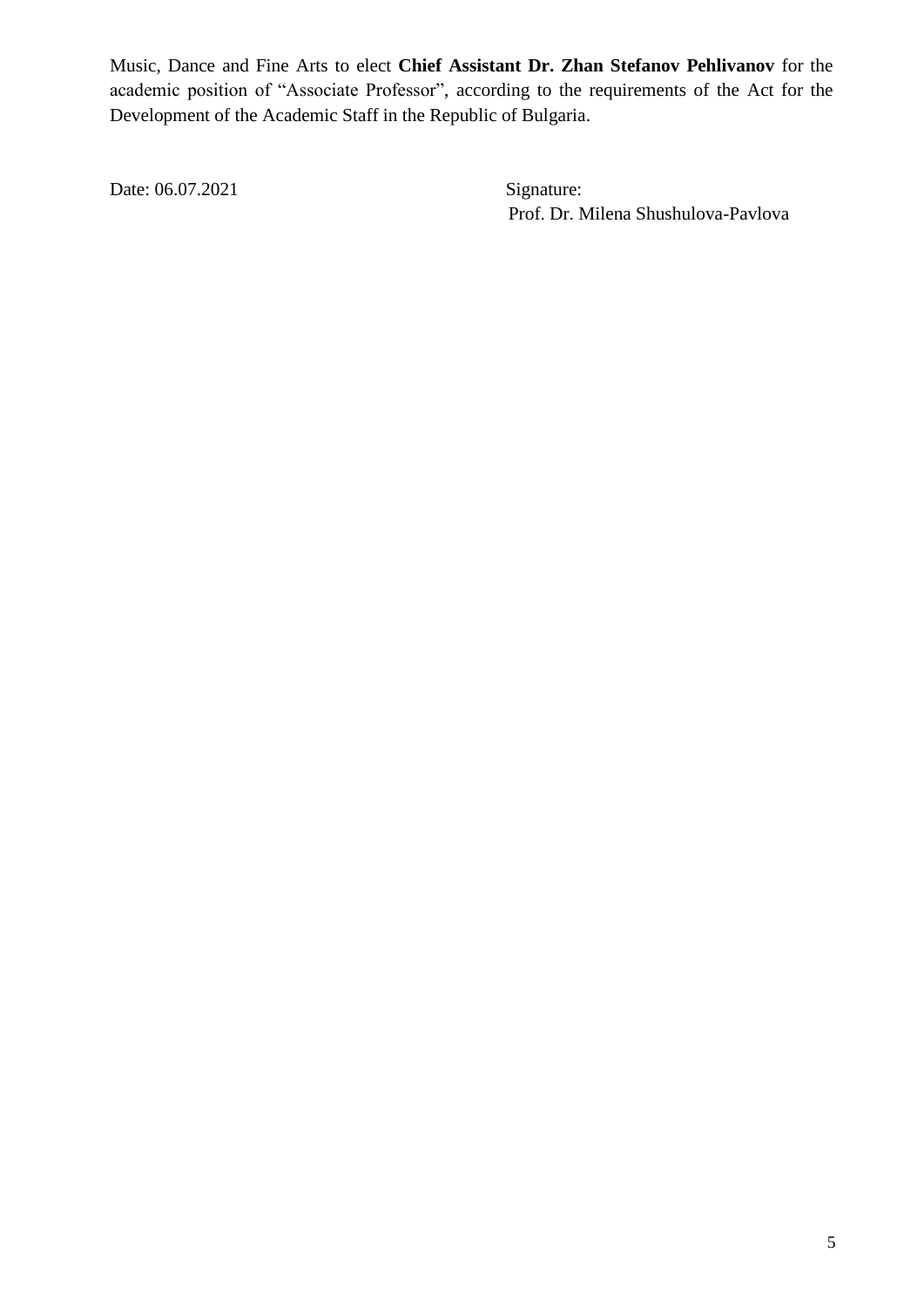Music, Dance and Fine Arts to elect **Chief Assistant Dr. Zhan Stefanov Pehlivanov** for the academic position of “Associate Professor”, according to the requirements of the Act for the Development of the Academic Staff in the Republic of Bulgaria.

Date: 06.07.2021

Signature:

Prof. Dr. Milena Shushulova-Pavlova